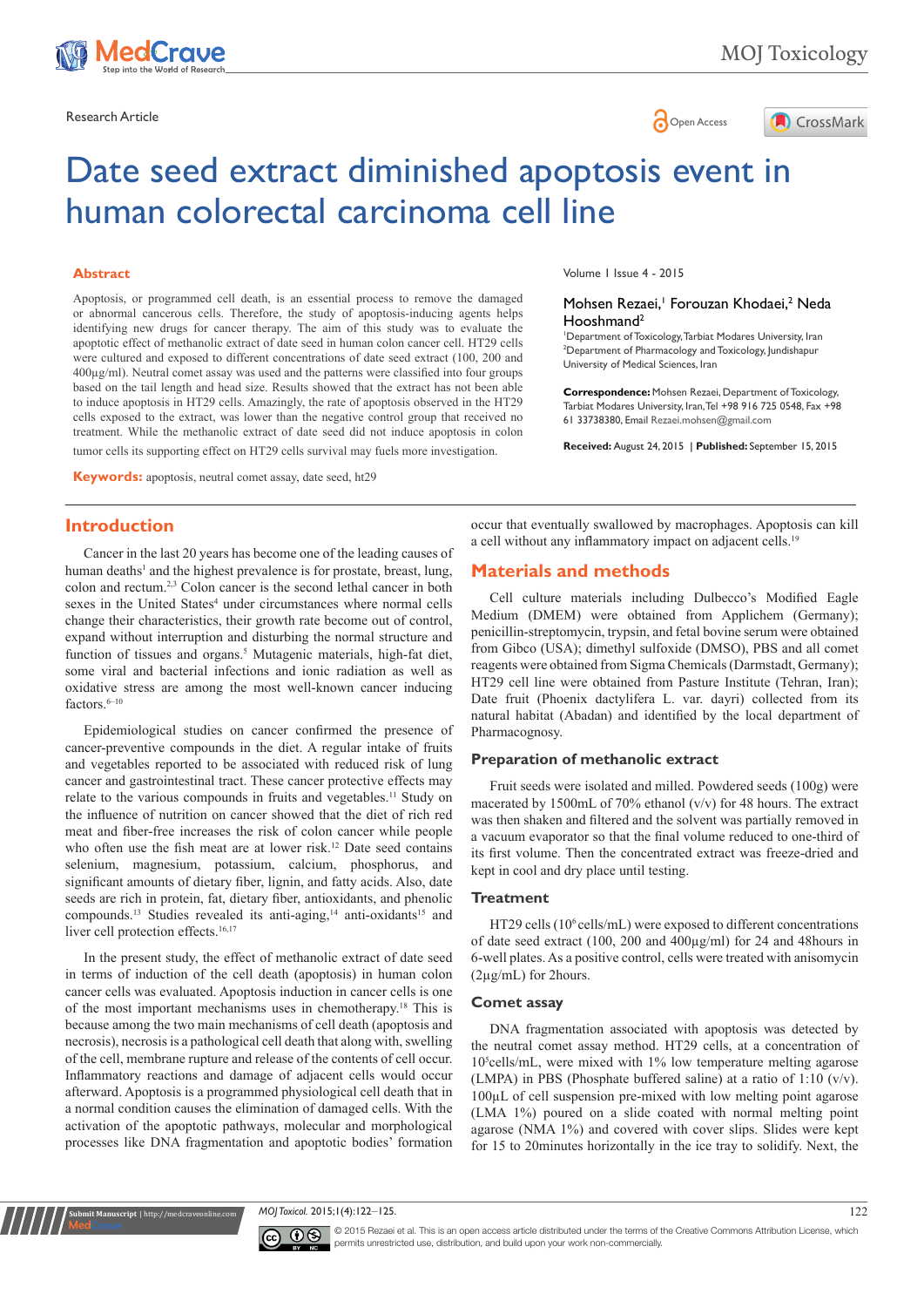Research Article

Open Access

# Date seed extract diminished apoptosis event in human colorectal carcinoma cell line

## Abstract

Apoptosis, or programmed cell death, is an essential process to remove the damaged or abnormal cancerous cells. Therefore, the study of apoptosis-inducing agents helps identifying new drugs for cancer therapy. The aim of this study was to evaluate the apoptotic effect of methanolic extract of date seed in human colon cancer cell. HT29 cells were cultured and exposed to different concentrations of date seed extract (100, 200 and 400µg/ml). Neutral comet assay was used and the patterns were classified into four groups based on the tail length and head size. Results showed that the extract has not been able to induce apoptosis in HT29 cells. Amazingly, the rate of apoptosis observed in the HT29 cells exposed to the extract, was lower than the negative control group that received no treatment. While the methanolic extract of date seed did not induce apoptosis in colon tumor cells its supporting effect on HT29 cells survival may fuels more investigation.

**Keywords:** apoptosis, neutral comet assay, date seed, ht29

Volume 1 Issue 4 - 2015

Mohsen Rezaei,[1] Forouzan Khodaei,[2] Neda Hooshmand[2]

[1]Department of Toxicology, Tarbiat Modares University, Iran
[2]Department of Pharmacology and Toxicology, Jundishapur University of Medical Sciences, Iran

**Correspondence:** Mohsen Rezaei, Department of Toxicology, Tarbiat Modares University, Iran, Tel +98 916 725 0548, Fax +98 61 33738380, Email Rezaei.mohsen@gmail.com

**Received:** August 24, 2015 | **Published:** September 15, 2015

## Introduction

Cancer in the last 20 years has become one of the leading causes of human deaths[1] and the highest prevalence is for prostate, breast, lung, colon and rectum.[2,3] Colon cancer is the second lethal cancer in both sexes in the United States[4] under circumstances where normal cells change their characteristics, their growth rate become out of control, expand without interruption and disturbing the normal structure and function of tissues and organs.[5] Mutagenic materials, high-fat diet, some viral and bacterial infections and ionic radiation as well as oxidative stress are among the most well-known cancer inducing factors.[6–10]

Epidemiological studies on cancer confirmed the presence of cancer-preventive compounds in the diet. A regular intake of fruits and vegetables reported to be associated with reduced risk of lung cancer and gastrointestinal tract. These cancer protective effects may relate to the various compounds in fruits and vegetables.[11] Study on the influence of nutrition on cancer showed that the diet of rich red meat and fiber-free increases the risk of colon cancer while people who often use the fish meat are at lower risk.[12] Date seed contains selenium, magnesium, potassium, calcium, phosphorus, and significant amounts of dietary fiber, lignin, and fatty acids. Also, date seeds are rich in protein, fat, dietary fiber, antioxidants, and phenolic compounds.[13] Studies revealed its anti-aging,[14] anti-oxidants[15] and liver cell protection effects.[16,17]

In the present study, the effect of methanolic extract of date seed in terms of induction of the cell death (apoptosis) in human colon cancer cells was evaluated. Apoptosis induction in cancer cells is one of the most important mechanisms uses in chemotherapy.[18] This is because among the two main mechanisms of cell death (apoptosis and necrosis), necrosis is a pathological cell death that along with, swelling of the cell, membrane rupture and release of the contents of cell occur. Inflammatory reactions and damage of adjacent cells would occur afterward. Apoptosis is a programmed physiological cell death that in a normal condition causes the elimination of damaged cells. With the activation of the apoptotic pathways, molecular and morphological processes like DNA fragmentation and apoptotic bodies' formation occur that eventually swallowed by macrophages. Apoptosis can kill a cell without any inflammatory impact on adjacent cells.[19]

## Materials and methods

Cell culture materials including Dulbecco's Modified Eagle Medium (DMEM) were obtained from Applichem (Germany); penicillin-streptomycin, trypsin, and fetal bovine serum were obtained from Gibco (USA); dimethyl sulfoxide (DMSO), PBS and all comet reagents were obtained from Sigma Chemicals (Darmstadt, Germany); HT29 cell line were obtained from Pasture Institute (Tehran, Iran); Date fruit (Phoenix dactylifera L. var. dayri) collected from its natural habitat (Abadan) and identified by the local department of Pharmacognosy.

### Preparation of methanolic extract

Fruit seeds were isolated and milled. Powdered seeds (100g) were macerated by 1500mL of 70% ethanol (v/v) for 48 hours. The extract was then shaken and filtered and the solvent was partially removed in a vacuum evaporator so that the final volume reduced to one-third of its first volume. Then the concentrated extract was freeze-dried and kept in cool and dry place until testing.

### Treatment

HT29 cells ($10^6$ cells/mL) were exposed to different concentrations of date seed extract (100, 200 and 400µg/ml) for 24 and 48hours in 6-well plates. As a positive control, cells were treated with anisomycin (2µg/mL) for 2hours.

### Comet assay

DNA fragmentation associated with apoptosis was detected by the neutral comet assay method. HT29 cells, at a concentration of $10^5$ cells/mL, were mixed with 1% low temperature melting agarose (LMPA) in PBS (Phosphate buffered saline) at a ratio of 1:10 (v/v). 100µL of cell suspension pre-mixed with low melting point agarose (LMA 1%) poured on a slide coated with normal melting point agarose (NMA 1%) and covered with cover slips. Slides were kept for 15 to 20minutes horizontally in the ice tray to solidify. Next, the

© 2015 Rezaei et al. This is an open access article distributed under the terms of the Creative Commons Attribution License, which permits unrestricted use, distribution, and build upon your work non-commercially.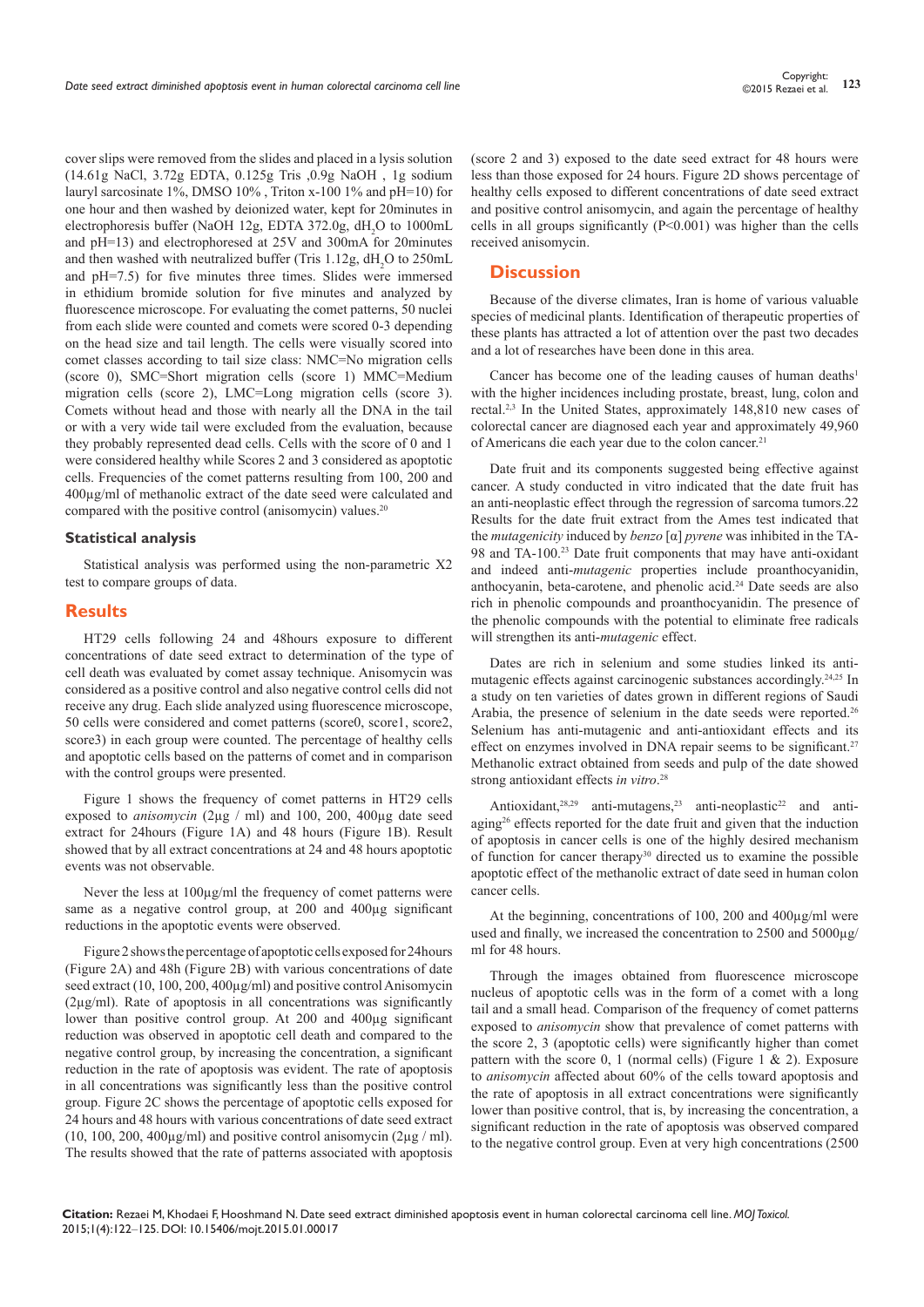cover slips were removed from the slides and placed in a lysis solution (14.61g NaCl, 3.72g EDTA, 0.125g Tris ,0.9g NaOH , 1g sodium lauryl sarcosinate 1%, DMSO 10% , Triton x-100 1% and pH=10) for one hour and then washed by deionized water, kept for 20minutes in electrophoresis buffer (NaOH 12g, EDTA 372.0g, $dH_2O$ to 1000mL and pH=13) and electrophoresed at 25V and 300mA for 20minutes and then washed with neutralized buffer (Tris 1.12g, $dH_2O$ to 250mL and pH=7.5) for five minutes three times. Slides were immersed in ethidium bromide solution for five minutes and analyzed by fluorescence microscope. For evaluating the comet patterns, 50 nuclei from each slide were counted and comets were scored 0-3 depending on the head size and tail length. The cells were visually scored into comet classes according to tail size class: NMC=No migration cells (score 0), SMC=Short migration cells (score 1) MMC=Medium migration cells (score 2), LMC=Long migration cells (score 3). Comets without head and those with nearly all the DNA in the tail or with a very wide tail were excluded from the evaluation, because they probably represented dead cells. Cells with the score of 0 and 1 were considered healthy while Scores 2 and 3 considered as apoptotic cells. Frequencies of the comet patterns resulting from 100, 200 and 400µg/ml of methanolic extract of the date seed were calculated and compared with the positive control (anisomycin) values.[20]

### Statistical analysis

Statistical analysis was performed using the non-parametric X2 test to compare groups of data.

## Results

HT29 cells following 24 and 48hours exposure to different concentrations of date seed extract to determination of the type of cell death was evaluated by comet assay technique. Anisomycin was considered as a positive control and also negative control cells did not receive any drug. Each slide analyzed using fluorescence microscope, 50 cells were considered and comet patterns (score0, score1, score2, score3) in each group were counted. The percentage of healthy cells and apoptotic cells based on the patterns of comet and in comparison with the control groups were presented.

Figure 1 shows the frequency of comet patterns in HT29 cells exposed to *anisomycin* (2µg / ml) and 100, 200, 400µg date seed extract for 24hours (Figure 1A) and 48 hours (Figure 1B). Result showed that by all extract concentrations at 24 and 48 hours apoptotic events was not observable.

Never the less at 100µg/ml the frequency of comet patterns were same as a negative control group, at 200 and 400µg significant reductions in the apoptotic events were observed.

Figure 2 shows the percentage of apoptotic cells exposed for 24hours (Figure 2A) and 48h (Figure 2B) with various concentrations of date seed extract (10, 100, 200, 400µg/ml) and positive control Anisomycin (2µg/ml). Rate of apoptosis in all concentrations was significantly lower than positive control group. At 200 and 400µg significant reduction was observed in apoptotic cell death and compared to the negative control group, by increasing the concentration, a significant reduction in the rate of apoptosis was evident. The rate of apoptosis in all concentrations was significantly less than the positive control group. Figure 2C shows the percentage of apoptotic cells exposed for 24 hours and 48 hours with various concentrations of date seed extract (10, 100, 200, 400µg/ml) and positive control anisomycin (2µg / ml). The results showed that the rate of patterns associated with apoptosis (score 2 and 3) exposed to the date seed extract for 48 hours were less than those exposed for 24 hours. Figure 2D shows percentage of healthy cells exposed to different concentrations of date seed extract and positive control anisomycin, and again the percentage of healthy cells in all groups significantly ($P<0.001$) was higher than the cells received anisomycin.

## Discussion

Because of the diverse climates, Iran is home of various valuable species of medicinal plants. Identification of therapeutic properties of these plants has attracted a lot of attention over the past two decades and a lot of researches have been done in this area.

Cancer has become one of the leading causes of human deaths[1] with the higher incidences including prostate, breast, lung, colon and rectal.[2,3] In the United States, approximately 148,810 new cases of colorectal cancer are diagnosed each year and approximately 49,960 of Americans die each year due to the colon cancer.[21]

Date fruit and its components suggested being effective against cancer. A study conducted in vitro indicated that the date fruit has an anti-neoplastic effect through the regression of sarcoma tumors.22 Results for the date fruit extract from the Ames test indicated that the *mutagenicity* induced by *benzo* [α] *pyrene* was inhibited in the TA-98 and TA-100.[23] Date fruit components that may have anti-oxidant and indeed anti-*mutagenic* properties include proanthocyanidin, anthocyanin, beta-carotene, and phenolic acid.[24] Date seeds are also rich in phenolic compounds and proanthocyanidin. The presence of the phenolic compounds with the potential to eliminate free radicals will strengthen its anti-*mutagenic* effect.

Dates are rich in selenium and some studies linked its anti-mutagenic effects against carcinogenic substances accordingly.[24,25] In a study on ten varieties of dates grown in different regions of Saudi Arabia, the presence of selenium in the date seeds were reported.[26] Selenium has anti-mutagenic and anti-antioxidant effects and its effect on enzymes involved in DNA repair seems to be significant.[27] Methanolic extract obtained from seeds and pulp of the date showed strong antioxidant effects *in vitro*.[28]

Antioxidant,[28,29] anti-mutagens,[23] anti-neoplastic[22] and anti-aging[26] effects reported for the date fruit and given that the induction of apoptosis in cancer cells is one of the highly desired mechanism of function for cancer therapy[30] directed us to examine the possible apoptotic effect of the methanolic extract of date seed in human colon cancer cells.

At the beginning, concentrations of 100, 200 and 400µg/ml were used and finally, we increased the concentration to 2500 and 5000µg/ml for 48 hours.

Through the images obtained from fluorescence microscope nucleus of apoptotic cells was in the form of a comet with a long tail and a small head. Comparison of the frequency of comet patterns exposed to *anisomycin* show that prevalence of comet patterns with the score 2, 3 (apoptotic cells) were significantly higher than comet pattern with the score 0, 1 (normal cells) (Figure 1 & 2). Exposure to *anisomycin* affected about 60% of the cells toward apoptosis and the rate of apoptosis in all extract concentrations were significantly lower than positive control, that is, by increasing the concentration, a significant reduction in the rate of apoptosis was observed compared to the negative control group. Even at very high concentrations (2500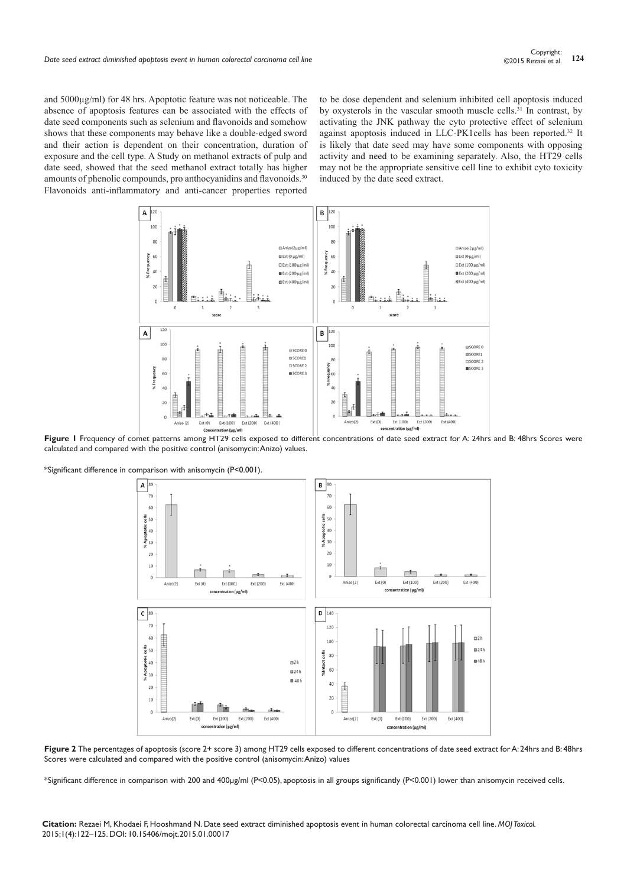and 5000μg/ml) for 48 hrs. Apoptotic feature was not noticeable. The absence of apoptosis features can be associated with the effects of date seed components such as selenium and flavonoids and somehow shows that these components may behave like a double-edged sword and their action is dependent on their concentration, duration of exposure and the cell type. A Study on methanol extracts of pulp and date seed, showed that the seed methanol extract totally has higher amounts of phenolic compounds, pro anthocyanidins and flavonoids.[30] Flavonoids anti-inflammatory and anti-cancer properties reported to be dose dependent and selenium inhibited cell apoptosis induced by oxysterols in the vascular smooth muscle cells.[31] In contrast, by activating the JNK pathway the cyto protective effect of selenium against apoptosis induced in LLC-PK1cells has been reported.[32] It is likely that date seed may have some components with opposing activity and need to be examining separately. Also, the HT29 cells may not be the appropriate sensitive cell line to exhibit cyto toxicity induced by the date seed extract.

**Figure 1** Frequency of comet patterns among HT29 cells exposed to different concentrations of date seed extract for A: 24hrs and B: 48hrs Scores were calculated and compared with the positive control (anisomycin: Anizo) values.

*Significant difference in comparison with anisomycin (P<0.001).

**Figure 2** The percentages of apoptosis (score 2+ score 3) among HT29 cells exposed to different concentrations of date seed extract for A: 24hrs and B: 48hrs Scores were calculated and compared with the positive control (anisomycin: Anizo) values

*Significant difference in comparison with 200 and 400μg/ml (P<0.05), apoptosis in all groups significantly (P<0.001) lower than anisomycin received cells.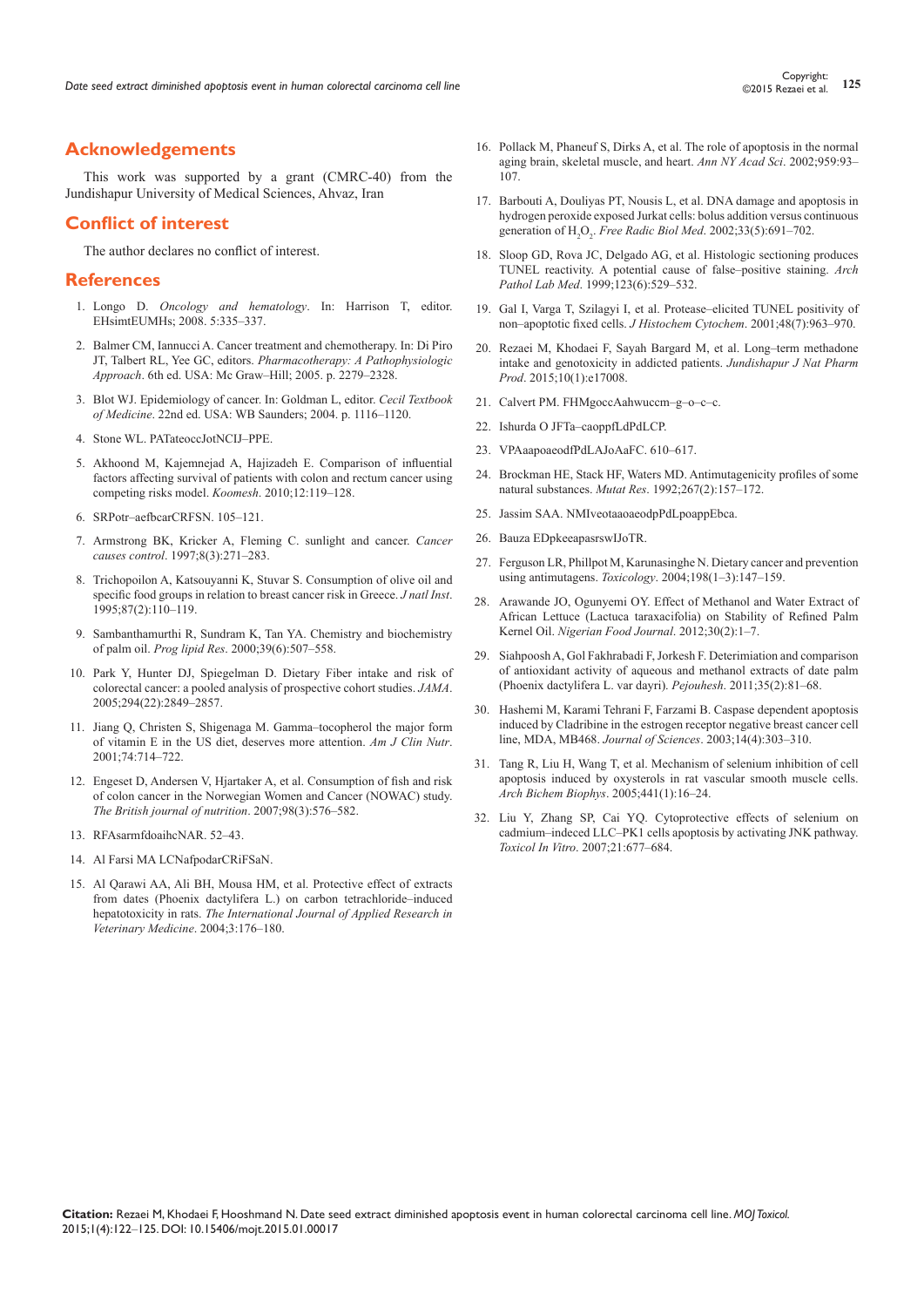## Acknowledgements

This work was supported by a grant (CMRC-40) from the Jundishapur University of Medical Sciences, Ahvaz, Iran

## Conflict of interest

The author declares no conflict of interest.

## References

1. Longo D. *Oncology and hematology*. In: Harrison T, editor. EHsimtEUMHs; 2008. 5:335–337.
2. Balmer CM, Iannucci A. Cancer treatment and chemotherapy. In: Di Piro JT, Talbert RL, Yee GC, editors. *Pharmacotherapy: A Pathophysiologic Approach*. 6th ed. USA: Mc Graw–Hill; 2005. p. 2279–2328.
3. Blot WJ. Epidemiology of cancer. In: Goldman L, editor. *Cecil Textbook of Medicine*. 22nd ed. USA: WB Saunders; 2004. p. 1116–1120.
4. Stone WL. PATateoccJotNCIJ–PPE.
5. Akhoond M, Kajemnejad A, Hajizadeh E. Comparison of influential factors affecting survival of patients with colon and rectum cancer using competing risks model. *Koomesh*. 2010;12:119–128.
6. SRPotr–aefbcarCRFSN. 105–121.
7. Armstrong BK, Kricker A, Fleming C. sunlight and cancer. *Cancer causes control*. 1997;8(3):271–283.
8. Trichopoilon A, Katsouyanni K, Stuvar S. Consumption of olive oil and specific food groups in relation to breast cancer risk in Greece. *J natl Inst*. 1995;87(2):110–119.
9. Sambanthamurthi R, Sundram K, Tan YA. Chemistry and biochemistry of palm oil. *Prog lipid Res*. 2000;39(6):507–558.
10. Park Y, Hunter DJ, Spiegelman D. Dietary Fiber intake and risk of colorectal cancer: a pooled analysis of prospective cohort studies. *JAMA*. 2005;294(22):2849–2857.
11. Jiang Q, Christen S, Shigenaga M. Gamma–tocopherol the major form of vitamin E in the US diet, deserves more attention. *Am J Clin Nutr*. 2001;74:714–722.
12. Engeset D, Andersen V, Hjartaker A, et al. Consumption of fish and risk of colon cancer in the Norwegian Women and Cancer (NOWAC) study. *The British journal of nutrition*. 2007;98(3):576–582.
13. RFAsarmfdoaihcNAR. 52–43.
14. Al Farsi MA LCNafpodarCRiFSaN.
15. Al Qarawi AA, Ali BH, Mousa HM, et al. Protective effect of extracts from dates (Phoenix dactylifera L.) on carbon tetrachloride–induced hepatotoxicity in rats. *The International Journal of Applied Research in Veterinary Medicine*. 2004;3:176–180.
16. Pollack M, Phaneuf S, Dirks A, et al. The role of apoptosis in the normal aging brain, skeletal muscle, and heart. *Ann NY Acad Sci*. 2002;959:93–107.
17. Barbouti A, Douliyas PT, Nousis L, et al. DNA damage and apoptosis in hydrogen peroxide exposed Jurkat cells: bolus addition versus continuous generation of $H_2O_2$. *Free Radic Biol Med*. 2002;33(5):691–702.
18. Sloop GD, Rova JC, Delgado AG, et al. Histologic sectioning produces TUNEL reactivity. A potential cause of false–positive staining. *Arch Pathol Lab Med*. 1999;123(6):529–532.
19. Gal I, Varga T, Szilagyi I, et al. Protease–elicited TUNEL positivity of non–apoptotic fixed cells. *J Histochem Cytochem*. 2001;48(7):963–970.
20. Rezaei M, Khodaei F, Sayah Bargard M, et al. Long–term methadone intake and genotoxicity in addicted patients. *Jundishapur J Nat Pharm Prod*. 2015;10(1):e17008.
21. Calvert PM. FHMgoccAahwuccm–g–o–c–c.
22. Ishurda O JFTa–caoppfLdPdLCP.
23. VPAaapoaeodfPdLAJoAaFC. 610–617.
24. Brockman HE, Stack HF, Waters MD. Antimutagenicity profiles of some natural substances. *Mutat Res*. 1992;267(2):157–172.
25. Jassim SAA. NMIveotaaoaeodpPdLpoappEbca.
26. Bauza EDpkeeapasrswIJoTR.
27. Ferguson LR, Phillpot M, Karunasinghe N. Dietary cancer and prevention using antimutagens. *Toxicology*. 2004;198(1–3):147–159.
28. Arawande JO, Ogunyemi OY. Effect of Methanol and Water Extract of African Lettuce (Lactuca taraxacifolia) on Stability of Refined Palm Kernel Oil. *Nigerian Food Journal*. 2012;30(2):1–7.
29. Siahpoosh A, Gol Fakhrabadi F, Jorkesh F. Deterimiation and comparison of antioxidant activity of aqueous and methanol extracts of date palm (Phoenix dactylifera L. var dayri). *Pejouhesh*. 2011;35(2):81–68.
30. Hashemi M, Karami Tehrani F, Farzami B. Caspase dependent apoptosis induced by Cladribine in the estrogen receptor negative breast cancer cell line, MDA, MB468. *Journal of Sciences*. 2003;14(4):303–310.
31. Tang R, Liu H, Wang T, et al. Mechanism of selenium inhibition of cell apoptosis induced by oxysterols in rat vascular smooth muscle cells. *Arch Bichem Biophys*. 2005;441(1):16–24.
32. Liu Y, Zhang SP, Cai YQ. Cytoprotective effects of selenium on cadmium–induced LLC–PK1 cells apoptosis by activating JNK pathway. *Toxicol In Vitro*. 2007;21:677–684.

**Citation:** Rezaei M, Khodaei F, Hooshmand N. Date seed extract diminished apoptosis event in human colorectal carcinoma cell line. *MOJ Toxicol.* 2015;1(4):122–125. DOI: 10.15406/mojt.2015.01.00017